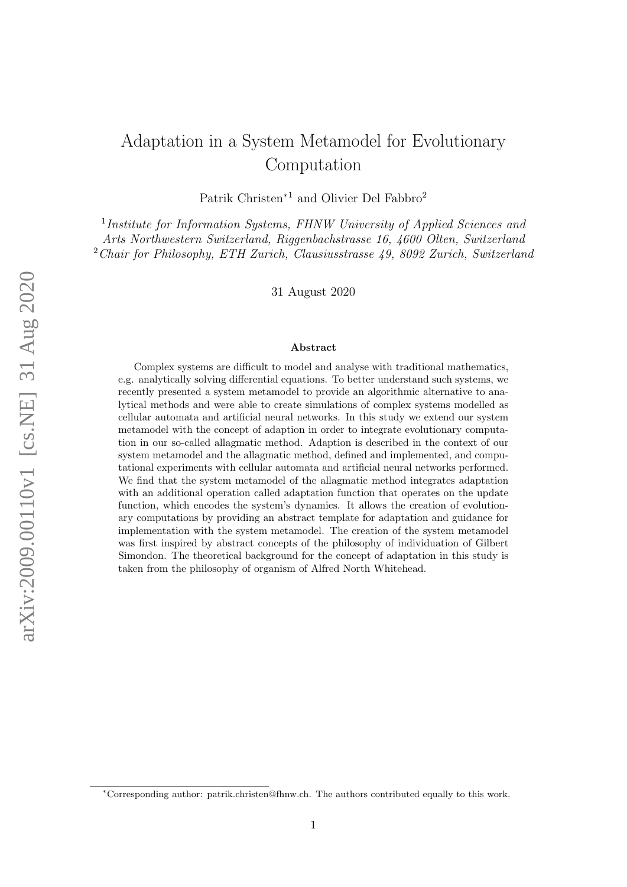# Adaptation in a System Metamodel for Evolutionary Computation

Patrik Christen*[1] and Olivier Del Fabbro[2]

[1] *Institute for Information Systems, FHNW University of Applied Sciences and Arts Northwestern Switzerland, Riggenbachstrasse 16, 4600 Olten, Switzerland*
[2] *Chair for Philosophy, ETH Zurich, Clausiusstrasse 49, 8092 Zurich, Switzerland*

31 August 2020

### Abstract

Complex systems are difficult to model and analyse with traditional mathematics, e.g. analytically solving differential equations. To better understand such systems, we recently presented a system metamodel to provide an algorithmic alternative to analytical methods and were able to create simulations of complex systems modelled as cellular automata and artificial neural networks. In this study we extend our system metamodel with the concept of adaption in order to integrate evolutionary computation in our so-called allagmatic method. Adaption is described in the context of our system metamodel and the allagmatic method, defined and implemented, and computational experiments with cellular automata and artificial neural networks performed. We find that the system metamodel of the allagmatic method integrates adaptation with an additional operation called adaptation function that operates on the update function, which encodes the system's dynamics. It allows the creation of evolutionary computations by providing an abstract template for adaptation and guidance for implementation with the system metamodel. The creation of the system metamodel was first inspired by abstract concepts of the philosophy of individuation of Gilbert Simondon. The theoretical background for the concept of adaptation in this study is taken from the philosophy of organism of Alfred North Whitehead.

*Corresponding author: patrik.christen@fhnw.ch. The authors contributed equally to this work.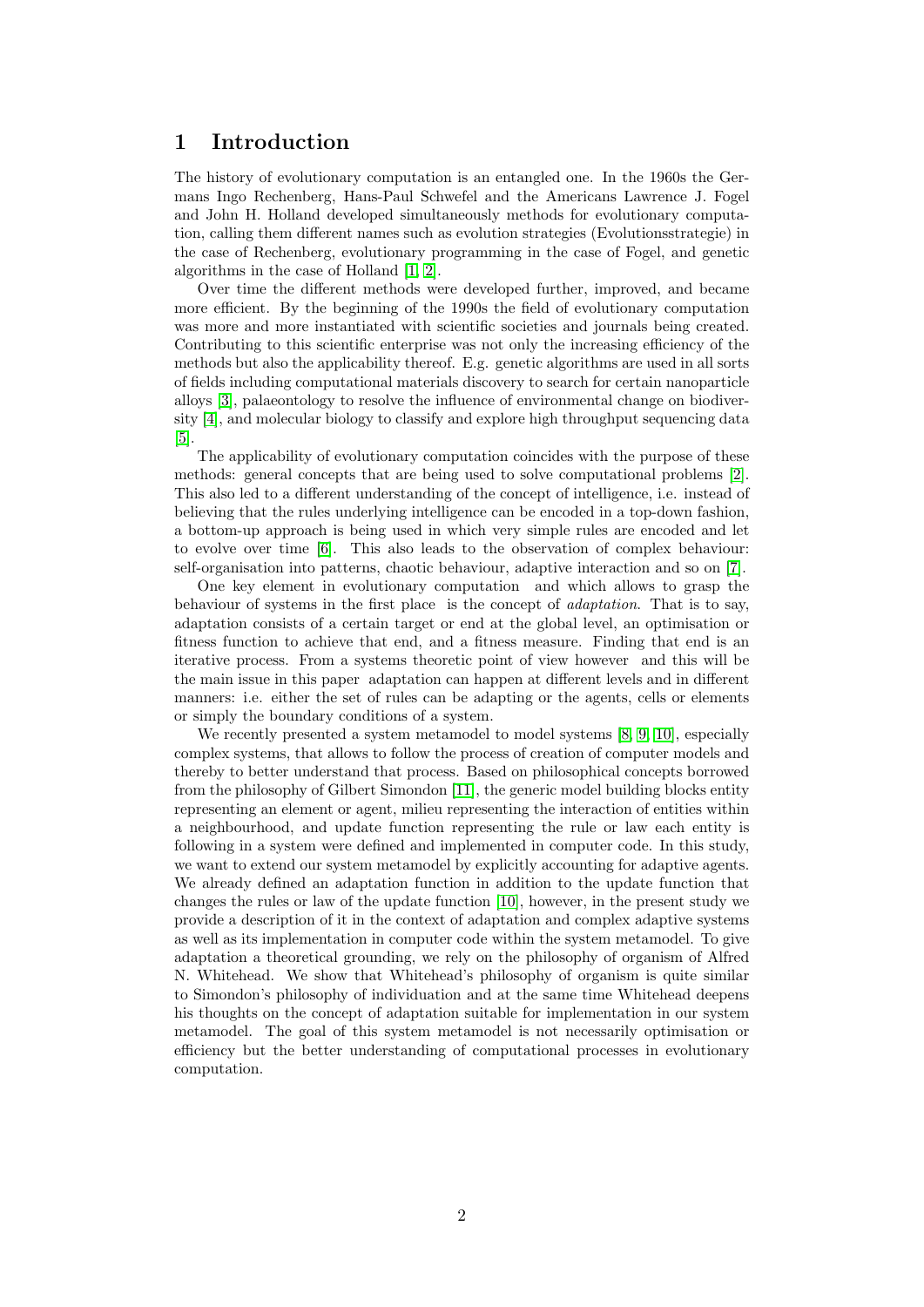## 1 Introduction

The history of evolutionary computation is an entangled one. In the 1960s the Germans Ingo Rechenberg, Hans-Paul Schwefel and the Americans Lawrence J. Fogel and John H. Holland developed simultaneously methods for evolutionary computation, calling them different names such as evolution strategies (Evolutionsstrategie) in the case of Rechenberg, evolutionary programming in the case of Fogel, and genetic algorithms in the case of Holland [1, 2].

Over time the different methods were developed further, improved, and became more efficient. By the beginning of the 1990s the field of evolutionary computation was more and more instantiated with scientific societies and journals being created. Contributing to this scientific enterprise was not only the increasing efficiency of the methods but also the applicability thereof. E.g. genetic algorithms are used in all sorts of fields including computational materials discovery to search for certain nanoparticle alloys [3], palaeontology to resolve the influence of environmental change on biodiversity [4], and molecular biology to classify and explore high throughput sequencing data [5].

The applicability of evolutionary computation coincides with the purpose of these methods: general concepts that are being used to solve computational problems [2]. This also led to a different understanding of the concept of intelligence, i.e. instead of believing that the rules underlying intelligence can be encoded in a top-down fashion, a bottom-up approach is being used in which very simple rules are encoded and let to evolve over time [6]. This also leads to the observation of complex behaviour: self-organisation into patterns, chaotic behaviour, adaptive interaction and so on [7].

One key element in evolutionary computation and which allows to grasp the behaviour of systems in the first place is the concept of *adaptation*. That is to say, adaptation consists of a certain target or end at the global level, an optimisation or fitness function to achieve that end, and a fitness measure. Finding that end is an iterative process. From a systems theoretic point of view however and this will be the main issue in this paper adaptation can happen at different levels and in different manners: i.e. either the set of rules can be adapting or the agents, cells or elements or simply the boundary conditions of a system.

We recently presented a system metamodel to model systems [8, 9, 10], especially complex systems, that allows to follow the process of creation of computer models and thereby to better understand that process. Based on philosophical concepts borrowed from the philosophy of Gilbert Simondon [11], the generic model building blocks entity representing an element or agent, milieu representing the interaction of entities within a neighbourhood, and update function representing the rule or law each entity is following in a system were defined and implemented in computer code. In this study, we want to extend our system metamodel by explicitly accounting for adaptive agents. We already defined an adaptation function in addition to the update function that changes the rules or law of the update function [10], however, in the present study we provide a description of it in the context of adaptation and complex adaptive systems as well as its implementation in computer code within the system metamodel. To give adaptation a theoretical grounding, we rely on the philosophy of organism of Alfred N. Whitehead. We show that Whitehead's philosophy of organism is quite similar to Simondon's philosophy of individuation and at the same time Whitehead deepens his thoughts on the concept of adaptation suitable for implementation in our system metamodel. The goal of this system metamodel is not necessarily optimisation or efficiency but the better understanding of computational processes in evolutionary computation.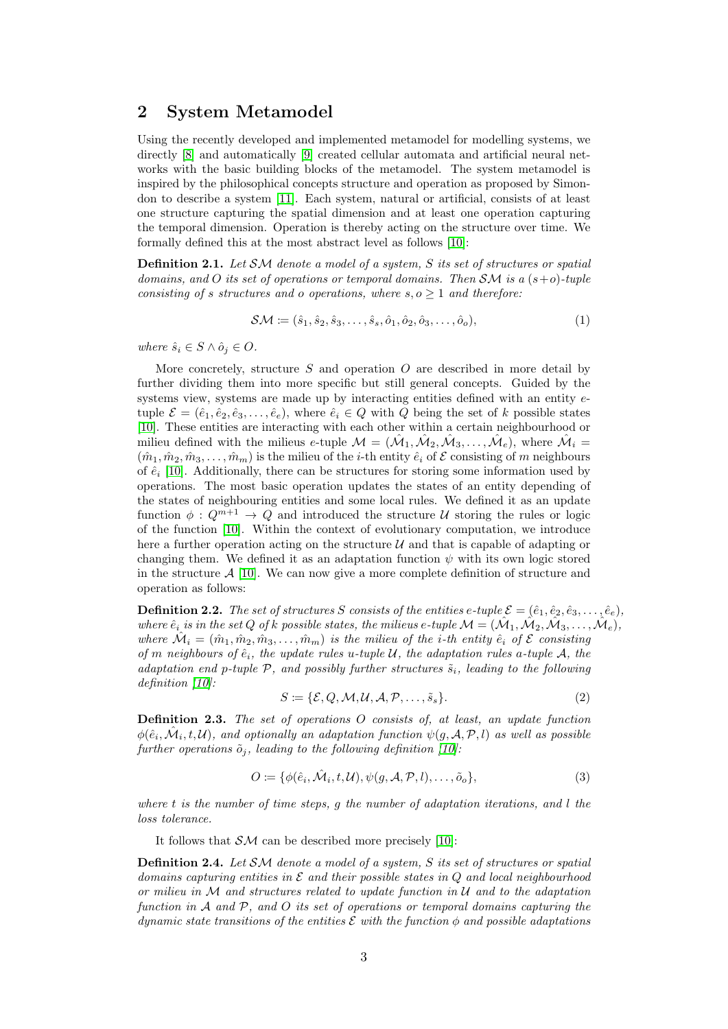## 2 System Metamodel

Using the recently developed and implemented metamodel for modelling systems, we directly [8] and automatically [9] created cellular automata and artificial neural networks with the basic building blocks of the metamodel. The system metamodel is inspired by the philosophical concepts structure and operation as proposed by Simondon to describe a system [11]. Each system, natural or artificial, consists of at least one structure capturing the spatial dimension and at least one operation capturing the temporal dimension. Operation is thereby acting on the structure over time. We formally defined this at the most abstract level as follows [10]:

**Definition 2.1.** *Let $\mathcal{SM}$ denote a model of a system, $S$ its set of structures or spatial domains, and $O$ its set of operations or temporal domains. Then $\mathcal{SM}$ is a $(s+o)$-tuple consisting of $s$ structures and $o$ operations, where $s, o \geq 1$ and therefore:*

$$\mathcal{SM} \coloneqq (\hat{s}_1, \hat{s}_2, \hat{s}_3, \ldots, \hat{s}_s, \hat{o}_1, \hat{o}_2, \hat{o}_3, \ldots, \hat{o}_o), \tag{1}$$

*where $\hat{s}_i \in S \wedge \hat{o}_j \in O$.*

More concretely, structure $S$ and operation $O$ are described in more detail by further dividing them into more specific but still general concepts. Guided by the systems view, systems are made up by interacting entities defined with an entity $e$-tuple $\mathcal{E} = (\hat{e}_1, \hat{e}_2, \hat{e}_3, \ldots, \hat{e}_e)$, where $\hat{e}_i \in Q$ with $Q$ being the set of $k$ possible states [10]. These entities are interacting with each other within a certain neighbourhood or milieu defined with the milieus $e$-tuple $\mathcal{M} = (\hat{\mathcal{M}}_1, \hat{\mathcal{M}}_2, \hat{\mathcal{M}}_3, \ldots, \hat{\mathcal{M}}_e)$, where $\hat{\mathcal{M}}_i = (\hat{m}_1, \hat{m}_2, \hat{m}_3, \ldots, \hat{m}_m)$ is the milieu of the $i$-th entity $\hat{e}_i$ of $\mathcal{E}$ consisting of $m$ neighbours of $\hat{e}_i$ [10]. Additionally, there can be structures for storing some information used by operations. The most basic operation updates the states of an entity depending of the states of neighbouring entities and some local rules. We defined it as an update function $\phi : Q^{m+1} \to Q$ and introduced the structure $\mathcal{U}$ storing the rules or logic of the function [10]. Within the context of evolutionary computation, we introduce here a further operation acting on the structure $\mathcal{U}$ and that is capable of adapting or changing them. We defined it as an adaptation function $\psi$ with its own logic stored in the structure $\mathcal{A}$ [10]. We can now give a more complete definition of structure and operation as follows:

**Definition 2.2.** *The set of structures $S$ consists of the entities $e$-tuple $\mathcal{E} = (\hat{e}_1, \hat{e}_2, \hat{e}_3, \ldots, \hat{e}_e)$, where $\hat{e}_i$ is in the set $Q$ of $k$ possible states, the milieus $e$-tuple $\mathcal{M} = (\hat{\mathcal{M}}_1, \hat{\mathcal{M}}_2, \hat{\mathcal{M}}_3, \ldots, \hat{\mathcal{M}}_e)$, where $\hat{\mathcal{M}}_i = (\hat{m}_1, \hat{m}_2, \hat{m}_3, \ldots, \hat{m}_m)$ is the milieu of the $i$-th entity $\hat{e}_i$ of $\mathcal{E}$ consisting of $m$ neighbours of $\hat{e}_i$, the update rules $u$-tuple $\mathcal{U}$, the adaptation rules $a$-tuple $\mathcal{A}$, the adaptation end $p$-tuple $\mathcal{P}$, and possibly further structures $\tilde{s}_i$, leading to the following definition [10]:*

$$S \coloneqq \{\mathcal{E}, Q, \mathcal{M}, \mathcal{U}, \mathcal{A}, \mathcal{P}, \ldots, \tilde{s}_s\}. \tag{2}$$

**Definition 2.3.** *The set of operations $O$ consists of, at least, an update function $\phi(\hat{e}_i, \hat{\mathcal{M}}_i, t, \mathcal{U})$, and optionally an adaptation function $\psi(g, \mathcal{A}, \mathcal{P}, l)$ as well as possible further operations $\tilde{o}_j$, leading to the following definition [10]:*

$$O \coloneqq \{\phi(\hat{e}_i, \hat{\mathcal{M}}_i, t, \mathcal{U}), \psi(g, \mathcal{A}, \mathcal{P}, l), \ldots, \tilde{o}_o\}, \tag{3}$$

*where $t$ is the number of time steps, $g$ the number of adaptation iterations, and $l$ the loss tolerance.*

It follows that $\mathcal{SM}$ can be described more precisely [10]:

**Definition 2.4.** *Let $\mathcal{SM}$ denote a model of a system, $S$ its set of structures or spatial domains capturing entities in $\mathcal{E}$ and their possible states in $Q$ and local neighbourhood or milieu in $\mathcal{M}$ and structures related to update function in $\mathcal{U}$ and to the adaptation function in $\mathcal{A}$ and $\mathcal{P}$, and $O$ its set of operations or temporal domains capturing the dynamic state transitions of the entities $\mathcal{E}$ with the function $\phi$ and possible adaptations*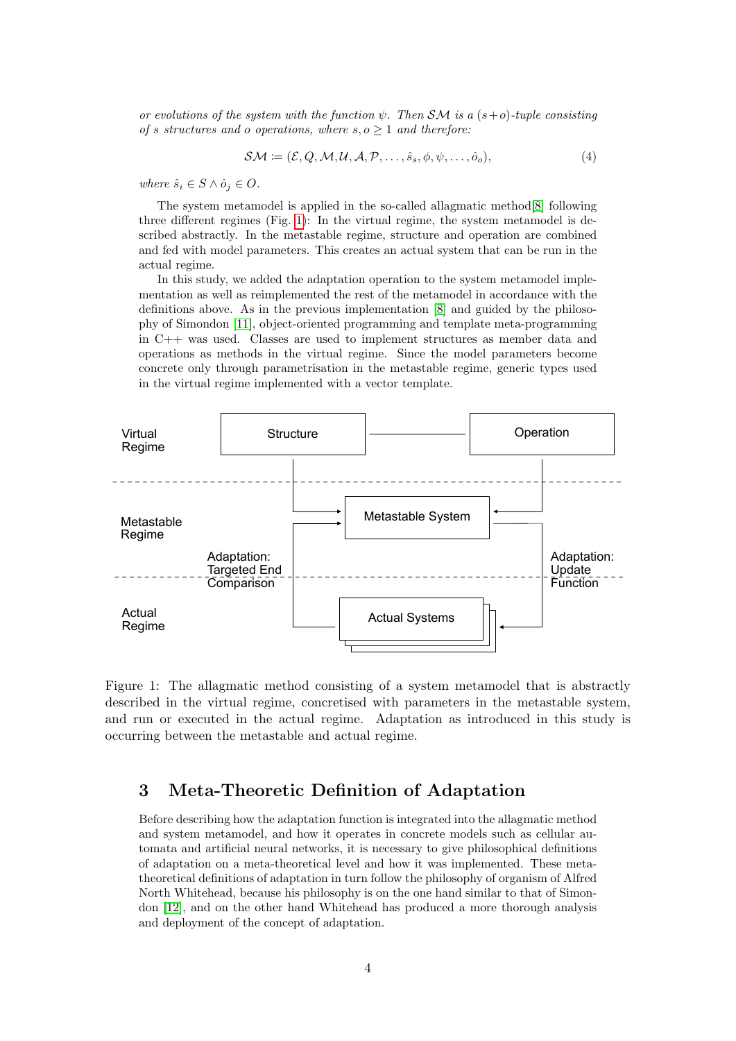*or evolutions of the system with the function $\psi$. Then $\mathcal{SM}$ is a $(s+o)$-tuple consisting of $s$ structures and $o$ operations, where $s, o \geq 1$ and therefore:*

$$\mathcal{SM} \coloneqq (\mathcal{E}, Q, \mathcal{M}, \mathcal{U}, \mathcal{A}, \mathcal{P}, \ldots, \hat{s}_s, \phi, \psi, \ldots, \hat{o}_o), \tag{4}$$

*where $\hat{s}_i \in S \wedge \hat{o}_j \in O$.*

The system metamodel is applied in the so-called allagmatic method[8] following three different regimes (Fig. 1): In the virtual regime, the system metamodel is described abstractly. In the metastable regime, structure and operation are combined and fed with model parameters. This creates an actual system that can be run in the actual regime.

In this study, we added the adaptation operation to the system metamodel implementation as well as reimplemented the rest of the metamodel in accordance with the definitions above. As in the previous implementation [8] and guided by the philosophy of Simondon [11], object-oriented programming and template meta-programming in C++ was used. Classes are used to implement structures as member data and operations as methods in the virtual regime. Since the model parameters become concrete only through parametrisation in the metastable regime, generic types used in the virtual regime implemented with a vector template.

Figure 1: The allagmatic method consisting of a system metamodel that is abstractly described in the virtual regime, concretised with parameters in the metastable system, and run or executed in the actual regime. Adaptation as introduced in this study is occurring between the metastable and actual regime.

## 3 Meta-Theoretic Definition of Adaptation

Before describing how the adaptation function is integrated into the allagmatic method and system metamodel, and how it operates in concrete models such as cellular automata and artificial neural networks, it is necessary to give philosophical definitions of adaptation on a meta-theoretical level and how it was implemented. These meta-theoretical definitions of adaptation in turn follow the philosophy of organism of Alfred North Whitehead, because his philosophy is on the one hand similar to that of Simondon [12], and on the other hand Whitehead has produced a more thorough analysis and deployment of the concept of adaptation.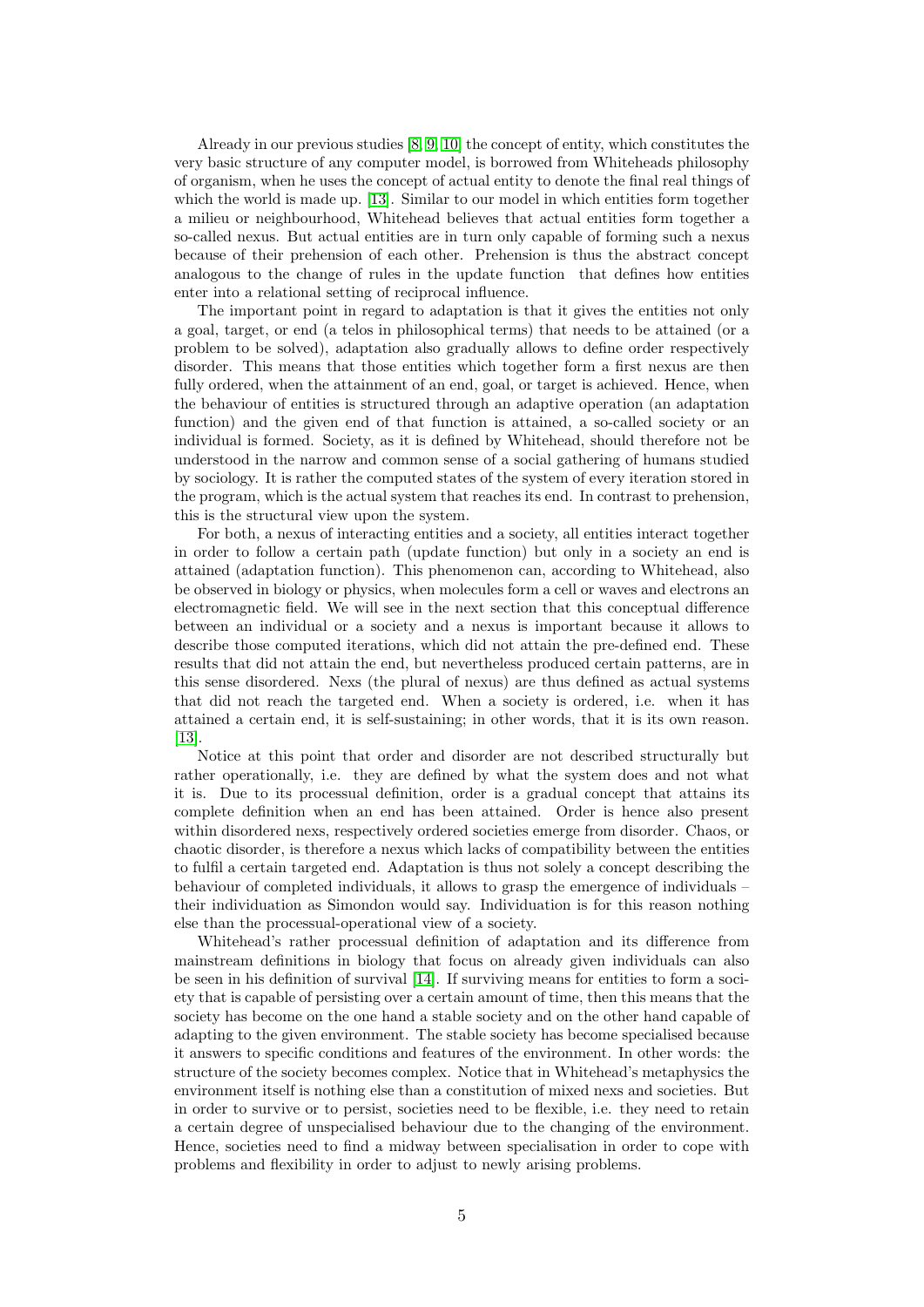Already in our previous studies [8, 9, 10] the concept of entity, which constitutes the very basic structure of any computer model, is borrowed from Whiteheads philosophy of organism, when he uses the concept of actual entity to denote the final real things of which the world is made up. [13]. Similar to our model in which entities form together a milieu or neighbourhood, Whitehead believes that actual entities form together a so-called nexus. But actual entities are in turn only capable of forming such a nexus because of their prehension of each other. Prehension is thus the abstract concept analogous to the change of rules in the update function that defines how entities enter into a relational setting of reciprocal influence.

The important point in regard to adaptation is that it gives the entities not only a goal, target, or end (a telos in philosophical terms) that needs to be attained (or a problem to be solved), adaptation also gradually allows to define order respectively disorder. This means that those entities which together form a first nexus are then fully ordered, when the attainment of an end, goal, or target is achieved. Hence, when the behaviour of entities is structured through an adaptive operation (an adaptation function) and the given end of that function is attained, a so-called society or an individual is formed. Society, as it is defined by Whitehead, should therefore not be understood in the narrow and common sense of a social gathering of humans studied by sociology. It is rather the computed states of the system of every iteration stored in the program, which is the actual system that reaches its end. In contrast to prehension, this is the structural view upon the system.

For both, a nexus of interacting entities and a society, all entities interact together in order to follow a certain path (update function) but only in a society an end is attained (adaptation function). This phenomenon can, according to Whitehead, also be observed in biology or physics, when molecules form a cell or waves and electrons an electromagnetic field. We will see in the next section that this conceptual difference between an individual or a society and a nexus is important because it allows to describe those computed iterations, which did not attain the pre-defined end. These results that did not attain the end, but nevertheless produced certain patterns, are in this sense disordered. Nexs (the plural of nexus) are thus defined as actual systems that did not reach the targeted end. When a society is ordered, i.e. when it has attained a certain end, it is self-sustaining; in other words, that it is its own reason. [13].

Notice at this point that order and disorder are not described structurally but rather operationally, i.e. they are defined by what the system does and not what it is. Due to its processual definition, order is a gradual concept that attains its complete definition when an end has been attained. Order is hence also present within disordered nexs, respectively ordered societies emerge from disorder. Chaos, or chaotic disorder, is therefore a nexus which lacks of compatibility between the entities to fulfil a certain targeted end. Adaptation is thus not solely a concept describing the behaviour of completed individuals, it allows to grasp the emergence of individuals – their individuation as Simondon would say. Individuation is for this reason nothing else than the processual-operational view of a society.

Whitehead's rather processual definition of adaptation and its difference from mainstream definitions in biology that focus on already given individuals can also be seen in his definition of survival [14]. If surviving means for entities to form a society that is capable of persisting over a certain amount of time, then this means that the society has become on the one hand a stable society and on the other hand capable of adapting to the given environment. The stable society has become specialised because it answers to specific conditions and features of the environment. In other words: the structure of the society becomes complex. Notice that in Whitehead's metaphysics the environment itself is nothing else than a constitution of mixed nexs and societies. But in order to survive or to persist, societies need to be flexible, i.e. they need to retain a certain degree of unspecialised behaviour due to the changing of the environment. Hence, societies need to find a midway between specialisation in order to cope with problems and flexibility in order to adjust to newly arising problems.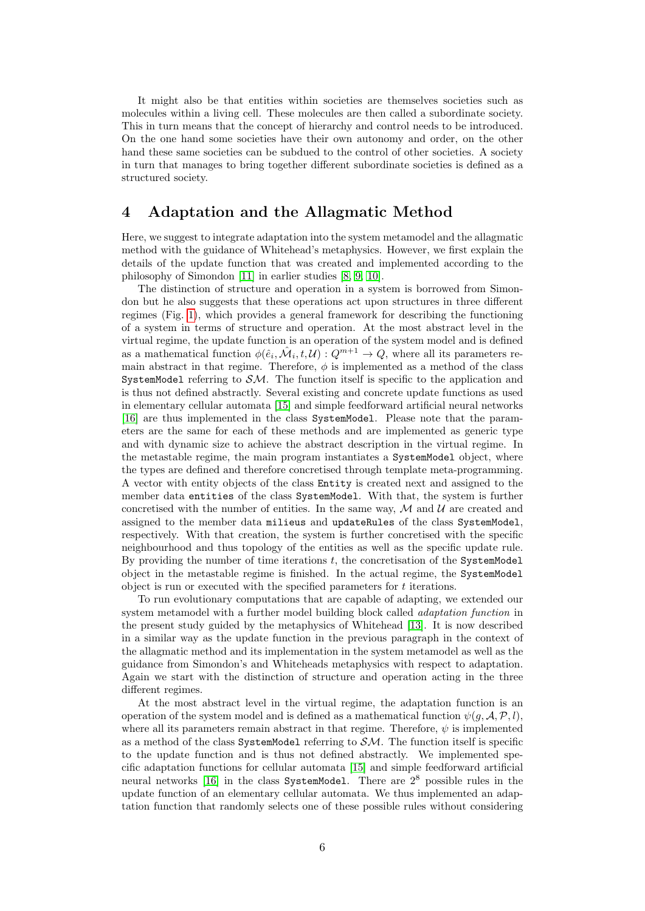It might also be that entities within societies are themselves societies such as molecules within a living cell. These molecules are then called a subordinate society. This in turn means that the concept of hierarchy and control needs to be introduced. On the one hand some societies have their own autonomy and order, on the other hand these same societies can be subdued to the control of other societies. A society in turn that manages to bring together different subordinate societies is defined as a structured society.

# 4 Adaptation and the Allagmatic Method

Here, we suggest to integrate adaptation into the system metamodel and the allagmatic method with the guidance of Whitehead's metaphysics. However, we first explain the details of the update function that was created and implemented according to the philosophy of Simondon [11] in earlier studies [8, 9, 10].

The distinction of structure and operation in a system is borrowed from Simondon but he also suggests that these operations act upon structures in three different regimes (Fig. 1), which provides a general framework for describing the functioning of a system in terms of structure and operation. At the most abstract level in the virtual regime, the update function is an operation of the system model and is defined as a mathematical function $\phi(\hat{e}_i, \hat{\mathcal{M}}_i, t, \mathcal{U}) : Q^{m+1} \to Q$, where all its parameters remain abstract in that regime. Therefore, $\phi$ is implemented as a method of the class `SystemModel` referring to $\mathcal{SM}$. The function itself is specific to the application and is thus not defined abstractly. Several existing and concrete update functions as used in elementary cellular automata [15] and simple feedforward artificial neural networks [16] are thus implemented in the class `SystemModel`. Please note that the parameters are the same for each of these methods and are implemented as generic type and with dynamic size to achieve the abstract description in the virtual regime. In the metastable regime, the main program instantiates a `SystemModel` object, where the types are defined and therefore concretised through template meta-programming. A vector with entity objects of the class `Entity` is created next and assigned to the member data `entities` of the class `SystemModel`. With that, the system is further concretised with the number of entities. In the same way, $\mathcal{M}$ and $\mathcal{U}$ are created and assigned to the member data `milieus` and `updateRules` of the class `SystemModel`, respectively. With that creation, the system is further concretised with the specific neighbourhood and thus topology of the entities as well as the specific update rule. By providing the number of time iterations $t$, the concretisation of the `SystemModel` object in the metastable regime is finished. In the actual regime, the `SystemModel` object is run or executed with the specified parameters for $t$ iterations.

To run evolutionary computations that are capable of adapting, we extended our system metamodel with a further model building block called *adaptation function* in the present study guided by the metaphysics of Whitehead [13]. It is now described in a similar way as the update function in the previous paragraph in the context of the allagmatic method and its implementation in the system metamodel as well as the guidance from Simondon's and Whiteheads metaphysics with respect to adaptation. Again we start with the distinction of structure and operation acting in the three different regimes.

At the most abstract level in the virtual regime, the adaptation function is an operation of the system model and is defined as a mathematical function $\psi(g, \mathcal{A}, \mathcal{P}, l)$, where all its parameters remain abstract in that regime. Therefore, $\psi$ is implemented as a method of the class `SystemModel` referring to $\mathcal{SM}$. The function itself is specific to the update function and is thus not defined abstractly. We implemented specific adaptation functions for cellular automata [15] and simple feedforward artificial neural networks [16] in the class `SystemModel`. There are $2^8$ possible rules in the update function of an elementary cellular automata. We thus implemented an adaptation function that randomly selects one of these possible rules without considering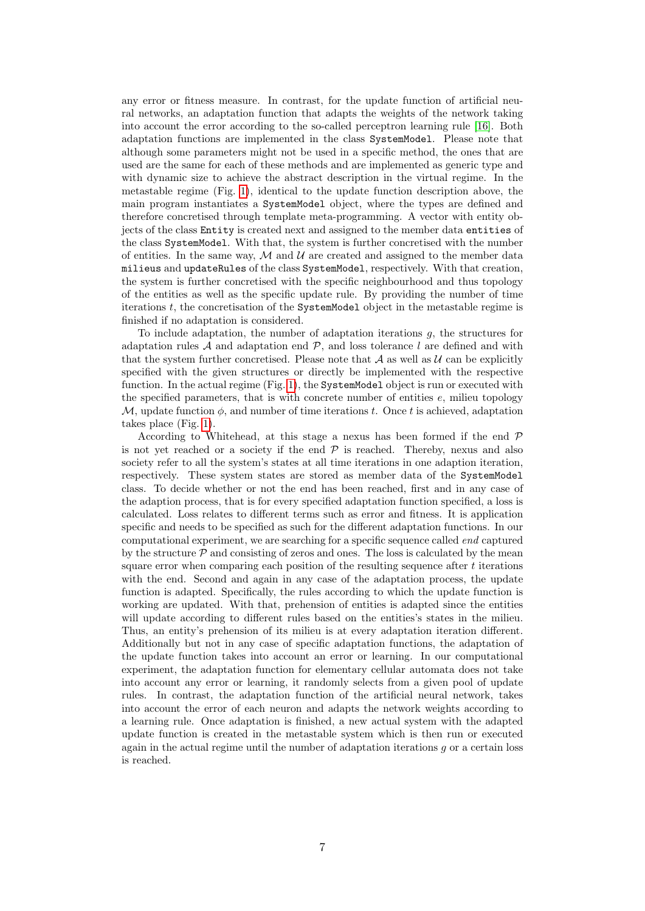any error or fitness measure. In contrast, for the update function of artificial neural networks, an adaptation function that adapts the weights of the network taking into account the error according to the so-called perceptron learning rule [16]. Both adaptation functions are implemented in the class `SystemModel`. Please note that although some parameters might not be used in a specific method, the ones that are used are the same for each of these methods and are implemented as generic type and with dynamic size to achieve the abstract description in the virtual regime. In the metastable regime (Fig. 1), identical to the update function description above, the main program instantiates a `SystemModel` object, where the types are defined and therefore concretised through template meta-programming. A vector with entity objects of the class `Entity` is created next and assigned to the member data `entities` of the class `SystemModel`. With that, the system is further concretised with the number of entities. In the same way, $\mathcal{M}$ and $\mathcal{U}$ are created and assigned to the member data `milieus` and `updateRules` of the class `SystemModel`, respectively. With that creation, the system is further concretised with the specific neighbourhood and thus topology of the entities as well as the specific update rule. By providing the number of time iterations $t$, the concretisation of the `SystemModel` object in the metastable regime is finished if no adaptation is considered.

To include adaptation, the number of adaptation iterations $g$, the structures for adaptation rules $\mathcal{A}$ and adaptation end $\mathcal{P}$, and loss tolerance $l$ are defined and with that the system further concretised. Please note that $\mathcal{A}$ as well as $\mathcal{U}$ can be explicitly specified with the given structures or directly be implemented with the respective function. In the actual regime (Fig. 1), the `SystemModel` object is run or executed with the specified parameters, that is with concrete number of entities $e$, milieu topology $\mathcal{M}$, update function $\phi$, and number of time iterations $t$. Once $t$ is achieved, adaptation takes place (Fig. 1).

According to Whitehead, at this stage a nexus has been formed if the end $\mathcal{P}$ is not yet reached or a society if the end $\mathcal{P}$ is reached. Thereby, nexus and also society refer to all the system's states at all time iterations in one adaption iteration, respectively. These system states are stored as member data of the `SystemModel` class. To decide whether or not the end has been reached, first and in any case of the adaption process, that is for every specified adaptation function specified, a loss is calculated. Loss relates to different terms such as error and fitness. It is application specific and needs to be specified as such for the different adaptation functions. In our computational experiment, we are searching for a specific sequence called *end* captured by the structure $\mathcal{P}$ and consisting of zeros and ones. The loss is calculated by the mean square error when comparing each position of the resulting sequence after $t$ iterations with the end. Second and again in any case of the adaptation process, the update function is adapted. Specifically, the rules according to which the update function is working are updated. With that, prehension of entities is adapted since the entities will update according to different rules based on the entities's states in the milieu. Thus, an entity's prehension of its milieu is at every adaptation iteration different. Additionally but not in any case of specific adaptation functions, the adaptation of the update function takes into account an error or learning. In our computational experiment, the adaptation function for elementary cellular automata does not take into account any error or learning, it randomly selects from a given pool of update rules. In contrast, the adaptation function of the artificial neural network, takes into account the error of each neuron and adapts the network weights according to a learning rule. Once adaptation is finished, a new actual system with the adapted update function is created in the metastable system which is then run or executed again in the actual regime until the number of adaptation iterations $g$ or a certain loss is reached.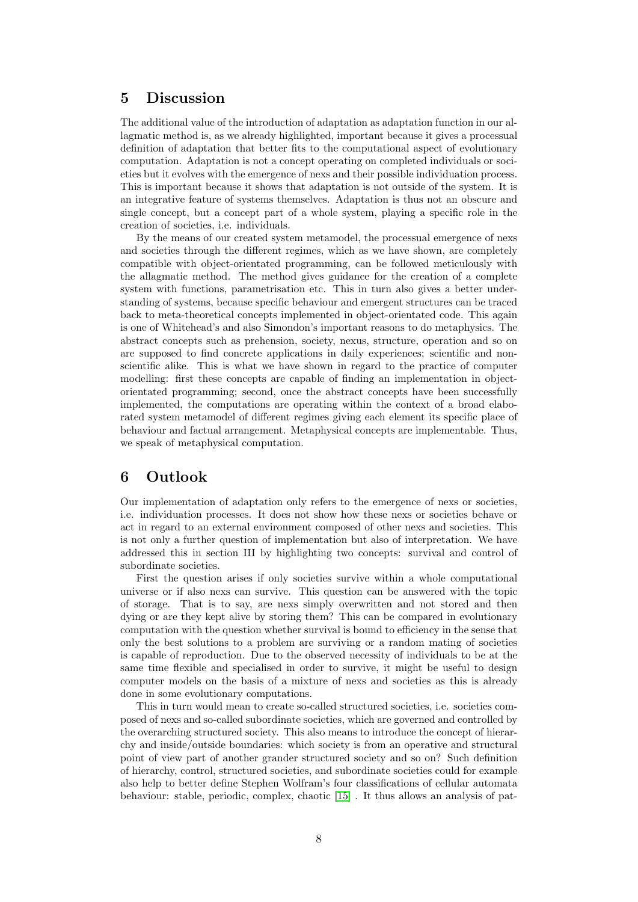## 5 Discussion

The additional value of the introduction of adaptation as adaptation function in our allagmatic method is, as we already highlighted, important because it gives a processual definition of adaptation that better fits to the computational aspect of evolutionary computation. Adaptation is not a concept operating on completed individuals or societies but it evolves with the emergence of nexs and their possible individuation process. This is important because it shows that adaptation is not outside of the system. It is an integrative feature of systems themselves. Adaptation is thus not an obscure and single concept, but a concept part of a whole system, playing a specific role in the creation of societies, i.e. individuals.

By the means of our created system metamodel, the processual emergence of nexs and societies through the different regimes, which as we have shown, are completely compatible with object-orientated programming, can be followed meticulously with the allagmatic method. The method gives guidance for the creation of a complete system with functions, parametrisation etc. This in turn also gives a better understanding of systems, because specific behaviour and emergent structures can be traced back to meta-theoretical concepts implemented in object-orientated code. This again is one of Whitehead's and also Simondon's important reasons to do metaphysics. The abstract concepts such as prehension, society, nexus, structure, operation and so on are supposed to find concrete applications in daily experiences; scientific and non-scientific alike. This is what we have shown in regard to the practice of computer modelling: first these concepts are capable of finding an implementation in object-orientated programming; second, once the abstract concepts have been successfully implemented, the computations are operating within the context of a broad elaborated system metamodel of different regimes giving each element its specific place of behaviour and factual arrangement. Metaphysical concepts are implementable. Thus, we speak of metaphysical computation.

## 6 Outlook

Our implementation of adaptation only refers to the emergence of nexs or societies, i.e. individuation processes. It does not show how these nexs or societies behave or act in regard to an external environment composed of other nexs and societies. This is not only a further question of implementation but also of interpretation. We have addressed this in section III by highlighting two concepts: survival and control of subordinate societies.

First the question arises if only societies survive within a whole computational universe or if also nexs can survive. This question can be answered with the topic of storage. That is to say, are nexs simply overwritten and not stored and then dying or are they kept alive by storing them? This can be compared in evolutionary computation with the question whether survival is bound to efficiency in the sense that only the best solutions to a problem are surviving or a random mating of societies is capable of reproduction. Due to the observed necessity of individuals to be at the same time flexible and specialised in order to survive, it might be useful to design computer models on the basis of a mixture of nexs and societies as this is already done in some evolutionary computations.

This in turn would mean to create so-called structured societies, i.e. societies composed of nexs and so-called subordinate societies, which are governed and controlled by the overarching structured society. This also means to introduce the concept of hierarchy and inside/outside boundaries: which society is from an operative and structural point of view part of another grander structured society and so on? Such definition of hierarchy, control, structured societies, and subordinate societies could for example also help to better define Stephen Wolfram's four classifications of cellular automata behaviour: stable, periodic, complex, chaotic [15] . It thus allows an analysis of pat-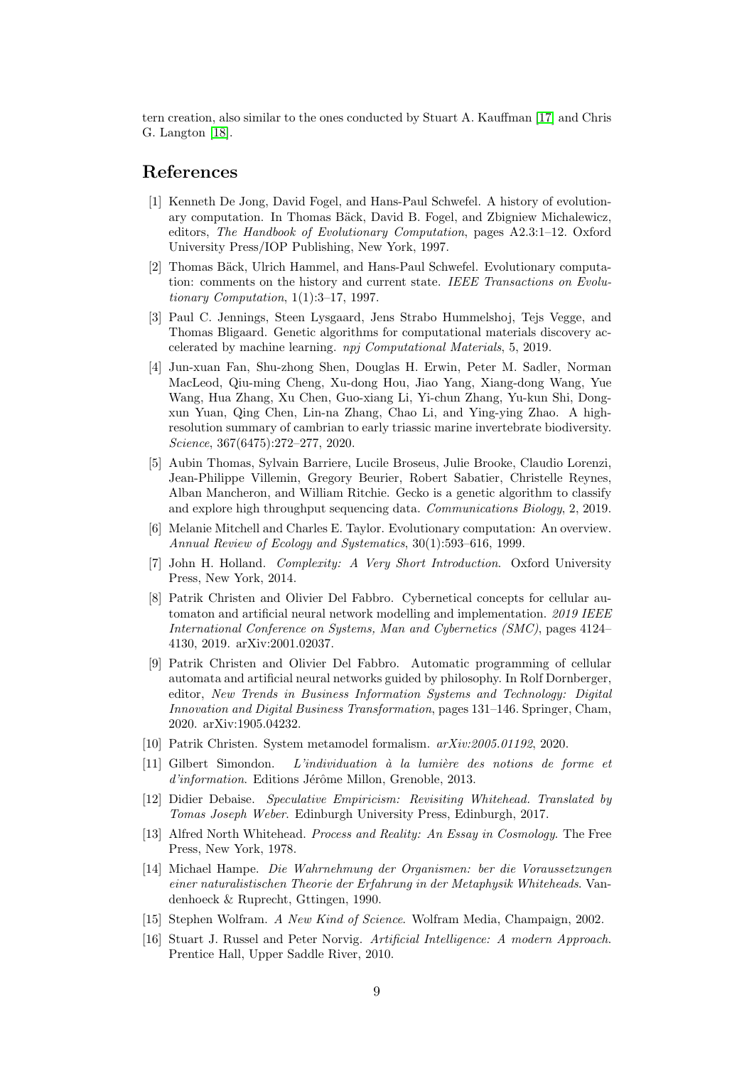tern creation, also similar to the ones conducted by Stuart A. Kauffman [17] and Chris G. Langton [18].

## References

[1] Kenneth De Jong, David Fogel, and Hans-Paul Schwefel. A history of evolutionary computation. In Thomas Bäck, David B. Fogel, and Zbigniew Michalewicz, editors, *The Handbook of Evolutionary Computation*, pages A2.3:1–12. Oxford University Press/IOP Publishing, New York, 1997.

[2] Thomas Bäck, Ulrich Hammel, and Hans-Paul Schwefel. Evolutionary computation: comments on the history and current state. *IEEE Transactions on Evolutionary Computation*, 1(1):3–17, 1997.

[3] Paul C. Jennings, Steen Lysgaard, Jens Strabo Hummelshoj, Tejs Vegge, and Thomas Bligaard. Genetic algorithms for computational materials discovery accelerated by machine learning. *npj Computational Materials*, 5, 2019.

[4] Jun-xuan Fan, Shu-zhong Shen, Douglas H. Erwin, Peter M. Sadler, Norman MacLeod, Qiu-ming Cheng, Xu-dong Hou, Jiao Yang, Xiang-dong Wang, Yue Wang, Hua Zhang, Xu Chen, Guo-xiang Li, Yi-chun Zhang, Yu-kun Shi, Dong-xun Yuan, Qing Chen, Lin-na Zhang, Chao Li, and Ying-ying Zhao. A high-resolution summary of cambrian to early triassic marine invertebrate biodiversity. *Science*, 367(6475):272–277, 2020.

[5] Aubin Thomas, Sylvain Barriere, Lucile Broseus, Julie Brooke, Claudio Lorenzi, Jean-Philippe Villemin, Gregory Beurier, Robert Sabatier, Christelle Reynes, Alban Mancheron, and William Ritchie. Gecko is a genetic algorithm to classify and explore high throughput sequencing data. *Communications Biology*, 2, 2019.

[6] Melanie Mitchell and Charles E. Taylor. Evolutionary computation: An overview. *Annual Review of Ecology and Systematics*, 30(1):593–616, 1999.

[7] John H. Holland. *Complexity: A Very Short Introduction*. Oxford University Press, New York, 2014.

[8] Patrik Christen and Olivier Del Fabbro. Cybernetical concepts for cellular automaton and artificial neural network modelling and implementation. *2019 IEEE International Conference on Systems, Man and Cybernetics (SMC)*, pages 4124–4130, 2019. arXiv:2001.02037.

[9] Patrik Christen and Olivier Del Fabbro. Automatic programming of cellular automata and artificial neural networks guided by philosophy. In Rolf Dornberger, editor, *New Trends in Business Information Systems and Technology: Digital Innovation and Digital Business Transformation*, pages 131–146. Springer, Cham, 2020. arXiv:1905.04232.

[10] Patrik Christen. System metamodel formalism. *arXiv:2005.01192*, 2020.

[11] Gilbert Simondon. *L'individuation à la lumière des notions de forme et d'information*. Editions Jérôme Millon, Grenoble, 2013.

[12] Didier Debaise. *Speculative Empiricism: Revisiting Whitehead. Translated by Tomas Joseph Weber*. Edinburgh University Press, Edinburgh, 2017.

[13] Alfred North Whitehead. *Process and Reality: An Essay in Cosmology*. The Free Press, New York, 1978.

[14] Michael Hampe. *Die Wahrnehmung der Organismen: ber die Voraussetzungen einer naturalistischen Theorie der Erfahrung in der Metaphysik Whiteheads*. Vandenhoeck & Ruprecht, Gttingen, 1990.

[15] Stephen Wolfram. *A New Kind of Science*. Wolfram Media, Champaign, 2002.

[16] Stuart J. Russel and Peter Norvig. *Artificial Intelligence: A modern Approach*. Prentice Hall, Upper Saddle River, 2010.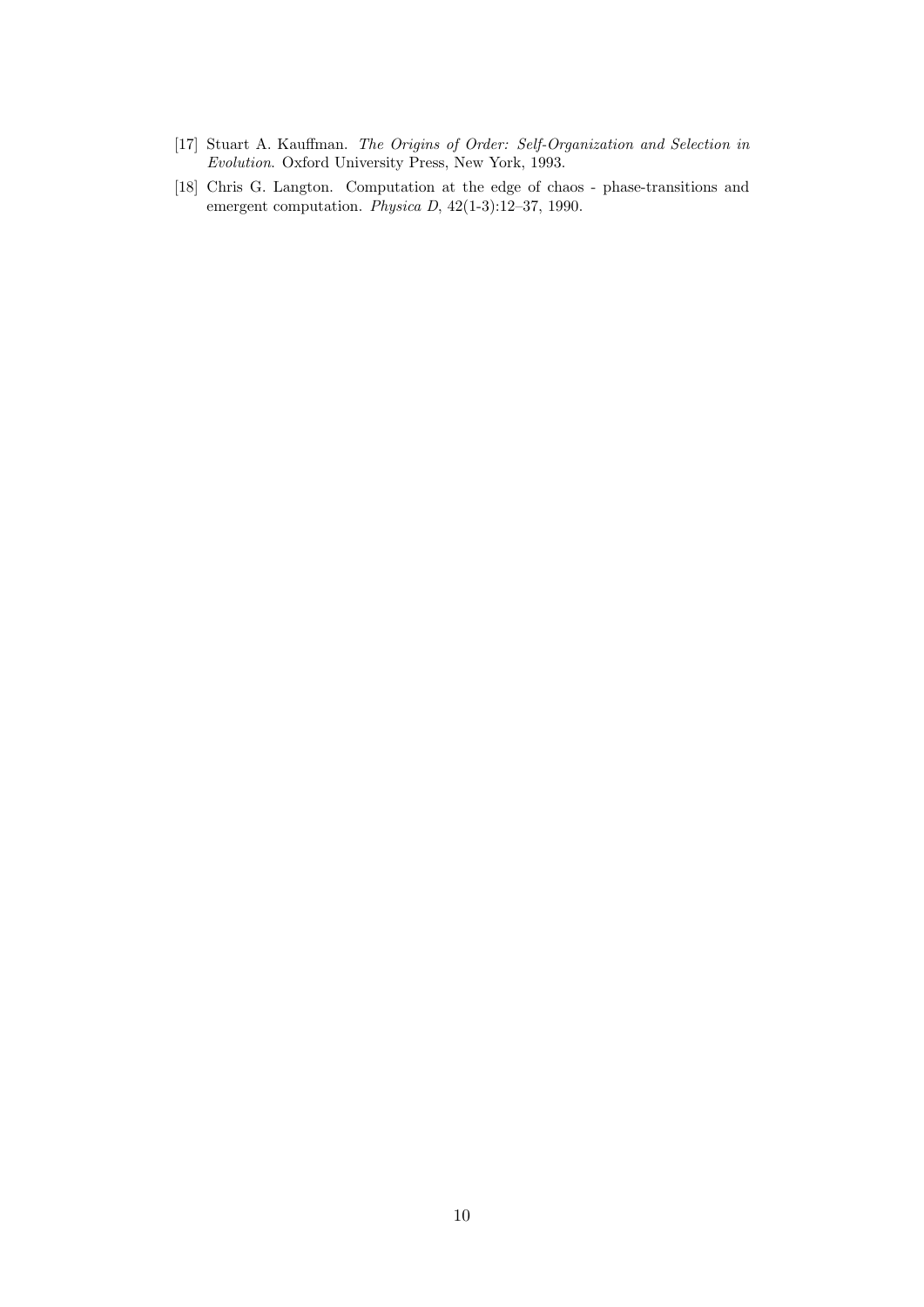[17] Stuart A. Kauffman. *The Origins of Order: Self-Organization and Selection in Evolution*. Oxford University Press, New York, 1993.

[18] Chris G. Langton. Computation at the edge of chaos - phase-transitions and emergent computation. *Physica D*, 42(1-3):12–37, 1990.